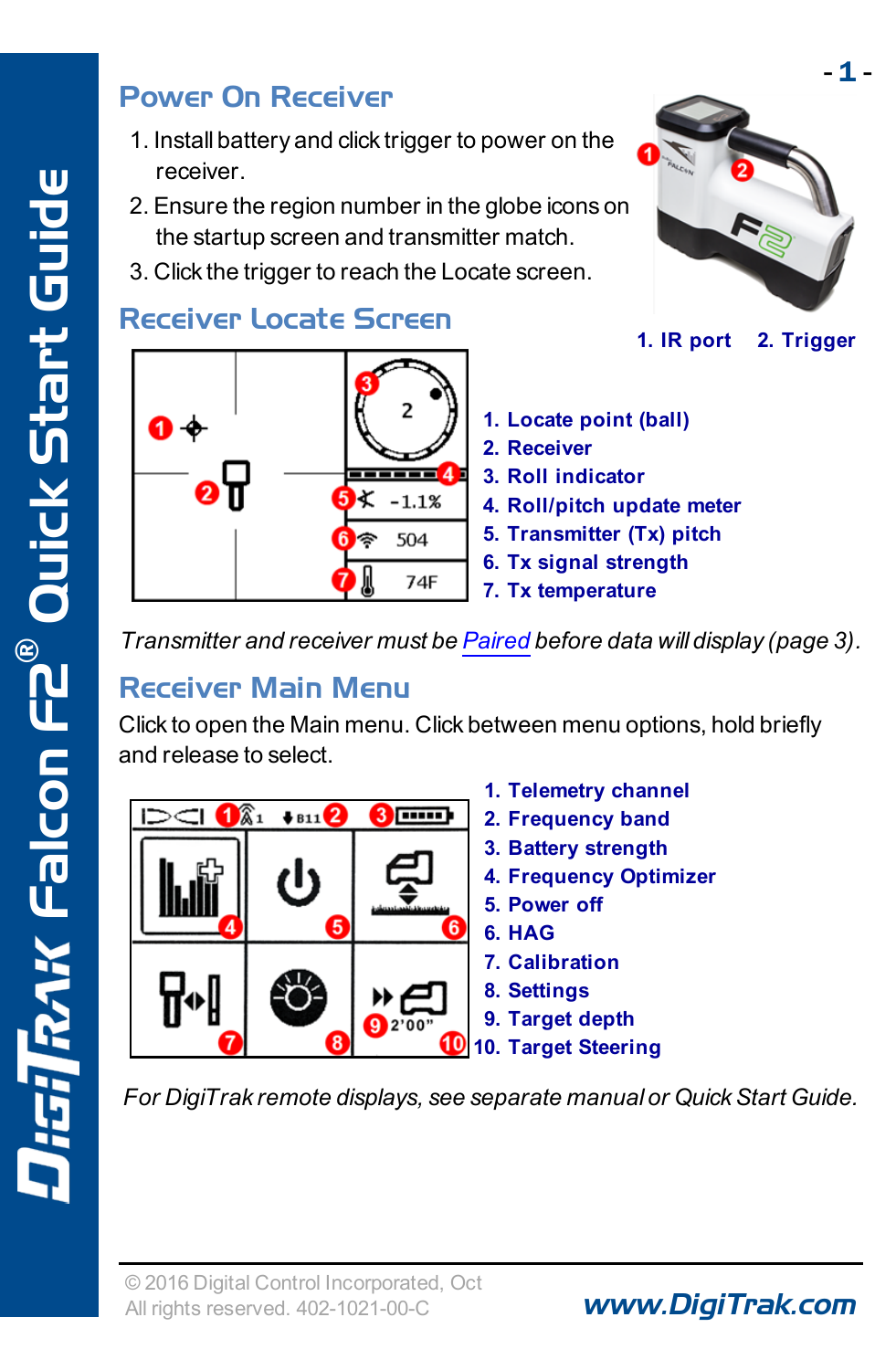# DigiTrak Falcon F2® Quick Start Guide

## Power On Receiver

1. Install battery and click trigger to power on the receiver.
2. Ensure the region number in the globe icons on the startup screen and transmitter match.
3. Click the trigger to reach the Locate screen.

1. IR port 2. Trigger

## Receiver Locate Screen

1. Locate point (ball)
2. Receiver
3. Roll indicator
4. Roll/pitch update meter
5. Transmitter (Tx) pitch
6. Tx signal strength
7. Tx temperature

*Transmitter and receiver must be Paired before data will display (page 3).*

## Receiver Main Menu

Click to open the Main menu. Click between menu options, hold briefly and release to select.

1. Telemetry channel
2. Frequency band
3. Battery strength
4. Frequency Optimizer
5. Power off
6. HAG
7. Calibration
8. Settings
9. Target depth
10. Target Steering

*For DigiTrak remote displays, see separate manual or Quick Start Guide.*

© 2016 Digital Control Incorporated, Oct
All rights reserved. 402-1021-00-C

www.DigiTrak.com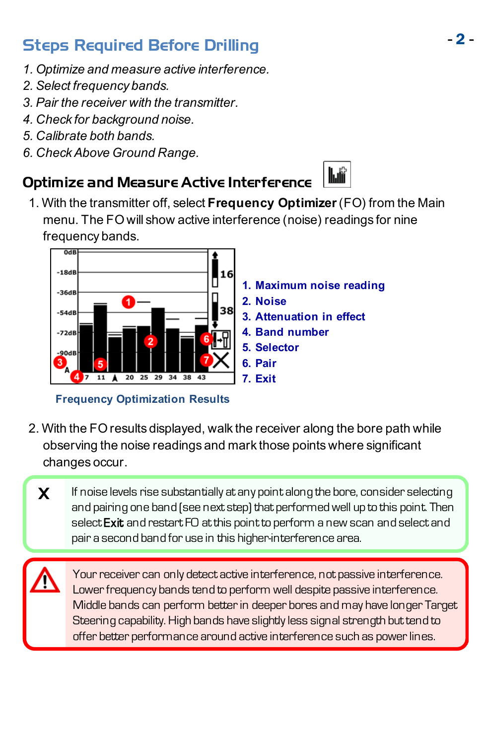## Steps Required Before Drilling

1. *Optimize and measure active interference.*
2. *Select frequency bands.*
3. *Pair the receiver with the transmitter.*
4. *Check for background noise.*
5. *Calibrate both bands.*
6. *Check Above Ground Range.*

### Optimize and Measure Active Interference

1. With the transmitter off, select **Frequency Optimizer** (FO) from the Main menu. The FO will show active interference (noise) readings for nine frequency bands.

**1. Maximum noise reading**
**2. Noise**
**3. Attenuation in effect**
**4. Band number**
**5. Selector**
**6. Pair**
**7. Exit**

**Frequency Optimization Results**

2. With the FO results displayed, walk the receiver along the bore path while observing the noise readings and mark those points where significant changes occur.

> If noise levels rise substantially at any point along the bore, consider selecting and pairing one band (see next step) that performed well up to this point. Then select **Exit** and restart FO at this point to perform a new scan and select and pair a second band for use in this higher-interference area.

> Your receiver can only detect active interference, not passive interference. Lower frequency bands tend to perform well despite passive interference. Middle bands can perform better in deeper bores and may have longer Target Steering capability. High bands have slightly less signal strength but tend to offer better performance around active interference such as power lines.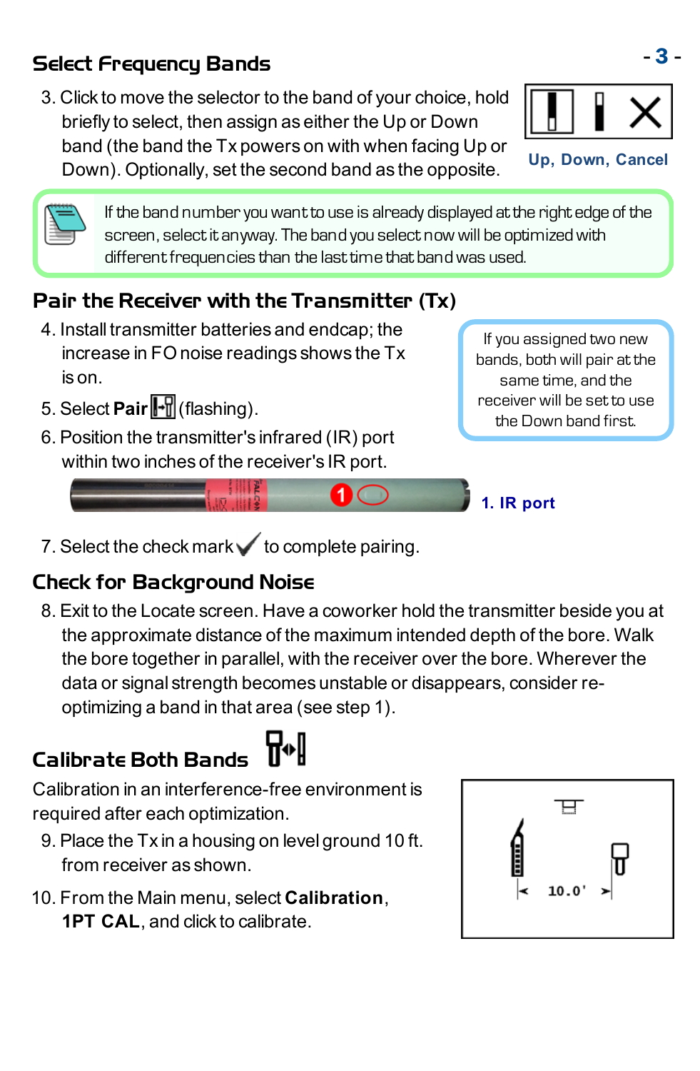## Select Frequency Bands

3. Click to move the selector to the band of your choice, hold briefly to select, then assign as either the Up or Down band (the band the Tx powers on with when facing Up or Down). Optionally, set the second band as the opposite.

Up, Down, Cancel

> If the band number you want to use is already displayed at the right edge of the screen, select it anyway. The band you select now will be optimized with different frequencies than the last time that band was used.

## Pair the Receiver with the Transmitter (Tx)

4. Install transmitter batteries and endcap; the increase in FO noise readings shows the Tx is on.
5. Select **Pair** (flashing).
6. Position the transmitter's infrared (IR) port within two inches of the receiver's IR port.

> If you assigned two new bands, both will pair at the same time, and the receiver will be set to use the Down band first.

1. IR port

7. Select the check mark ✓ to complete pairing.

## Check for Background Noise

8. Exit to the Locate screen. Have a coworker hold the transmitter beside you at the approximate distance of the maximum intended depth of the bore. Walk the bore together in parallel, with the receiver over the bore. Wherever the data or signal strength becomes unstable or disappears, consider re-optimizing a band in that area (see step 1).

## Calibrate Both Bands

Calibration in an interference-free environment is required after each optimization.

9. Place the Tx in a housing on level ground 10 ft. from receiver as shown.
10. From the Main menu, select **Calibration**, **1PT CAL**, and click to calibrate.

10.0'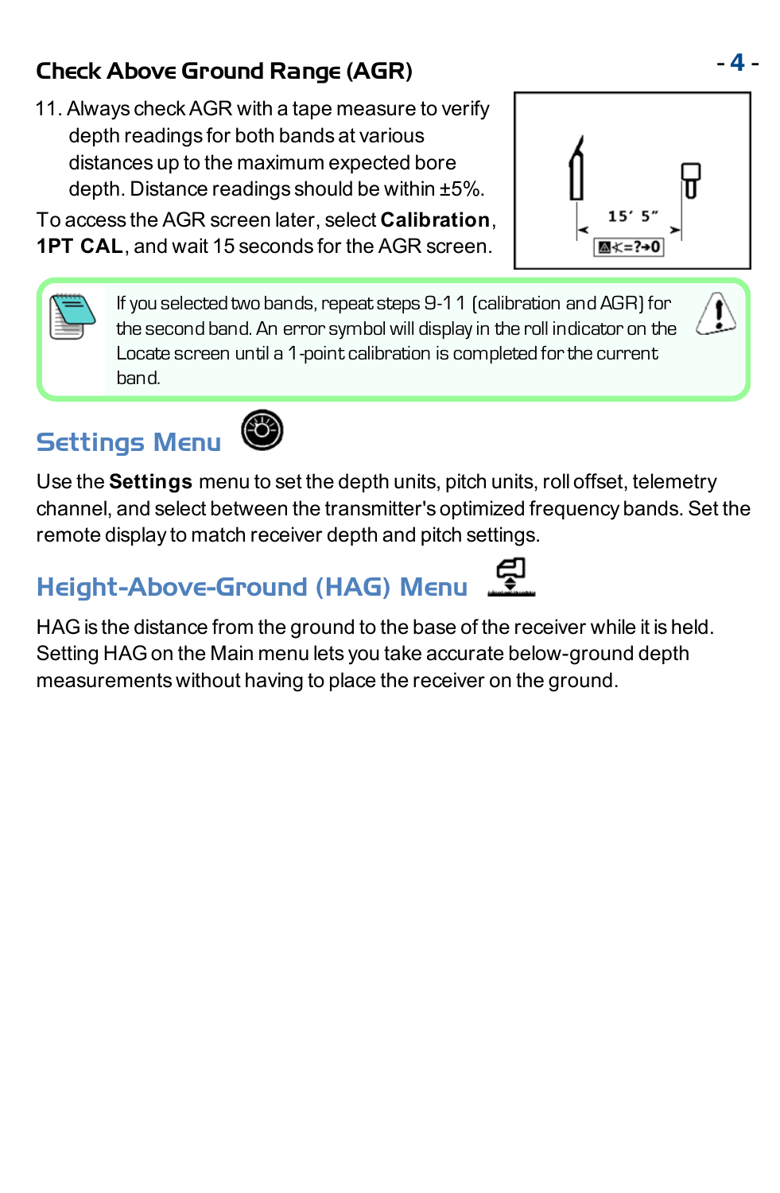## Check Above Ground Range (AGR)

11. Always check AGR with a tape measure to verify depth readings for both bands at various distances up to the maximum expected bore depth. Distance readings should be within ±5%.

To access the AGR screen later, select **Calibration**, **1PT CAL**, and wait 15 seconds for the AGR screen.

If you selected two bands, repeat steps 9-11 (calibration and AGR) for the second band. An error symbol will display in the roll indicator on the Locate screen until a 1-point calibration is completed for the current band.

## Settings Menu

Use the **Settings** menu to set the depth units, pitch units, roll offset, telemetry channel, and select between the transmitter's optimized frequency bands. Set the remote display to match receiver depth and pitch settings.

## Height-Above-Ground (HAG) Menu

HAG is the distance from the ground to the base of the receiver while it is held. Setting HAG on the Main menu lets you take accurate below-ground depth measurements without having to place the receiver on the ground.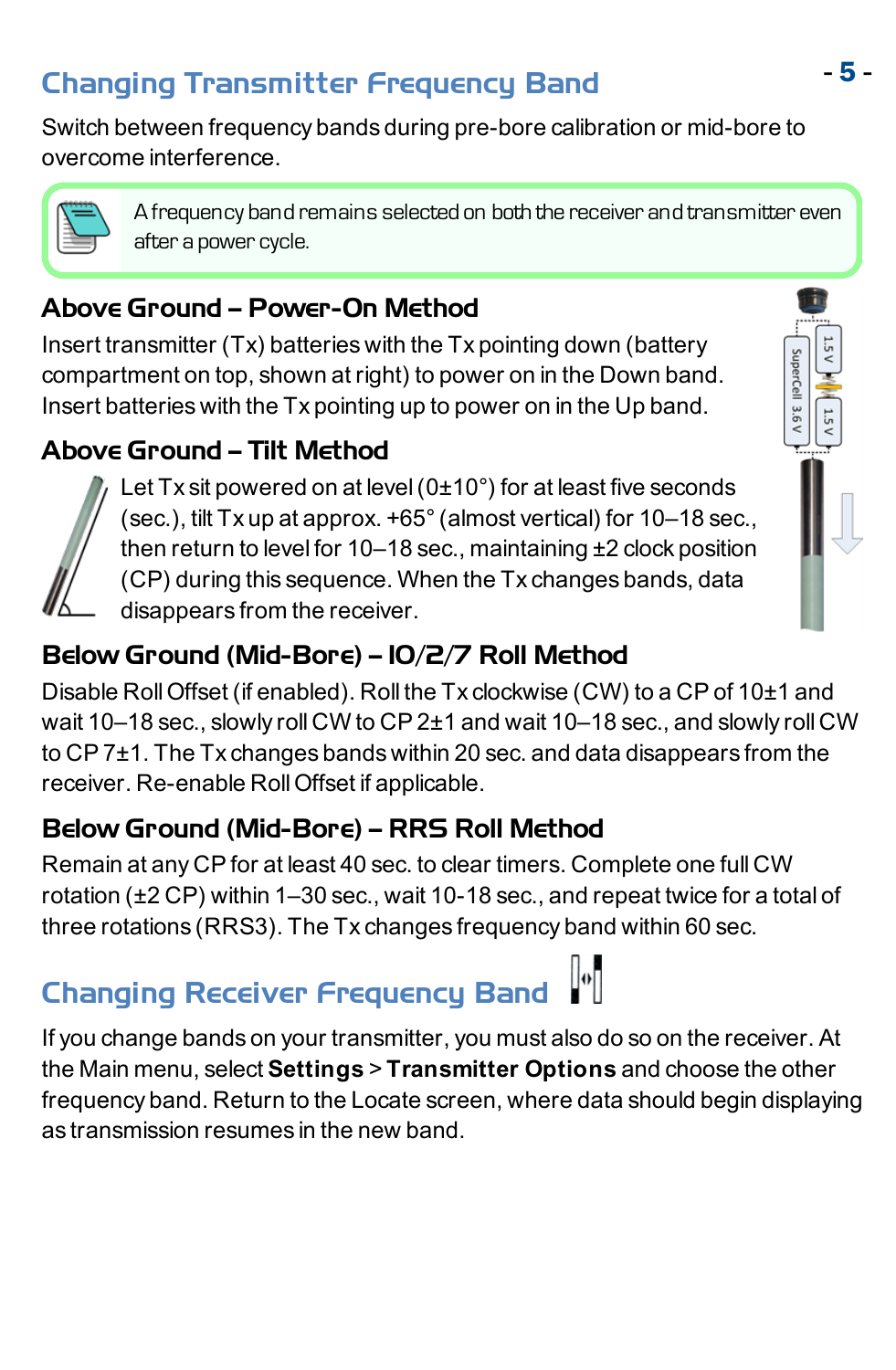## Changing Transmitter Frequency Band

Switch between frequency bands during pre-bore calibration or mid-bore to overcome interference.

> A frequency band remains selected on both the receiver and transmitter even after a power cycle.

### Above Ground – Power-On Method

Insert transmitter (Tx) batteries with the Tx pointing down (battery compartment on top, shown at right) to power on in the Down band. Insert batteries with the Tx pointing up to power on in the Up band.

### Above Ground – Tilt Method

Let Tx sit powered on at level (0±10°) for at least five seconds (sec.), tilt Tx up at approx. +65° (almost vertical) for 10–18 sec., then return to level for 10–18 sec., maintaining ±2 clock position (CP) during this sequence. When the Tx changes bands, data disappears from the receiver.

### Below Ground (Mid-Bore) – 10/2/7 Roll Method

Disable Roll Offset (if enabled). Roll the Tx clockwise (CW) to a CP of 10±1 and wait 10–18 sec., slowly roll CW to CP 2±1 and wait 10–18 sec., and slowly roll CW to CP 7±1. The Tx changes bands within 20 sec. and data disappears from the receiver. Re-enable Roll Offset if applicable.

### Below Ground (Mid-Bore) – RRS Roll Method

Remain at any CP for at least 40 sec. to clear timers. Complete one full CW rotation (±2 CP) within 1–30 sec., wait 10-18 sec., and repeat twice for a total of three rotations (RRS3). The Tx changes frequency band within 60 sec.

## Changing Receiver Frequency Band

If you change bands on your transmitter, you must also do so on the receiver. At the Main menu, select **Settings** > **Transmitter Options** and choose the other frequency band. Return to the Locate screen, where data should begin displaying as transmission resumes in the new band.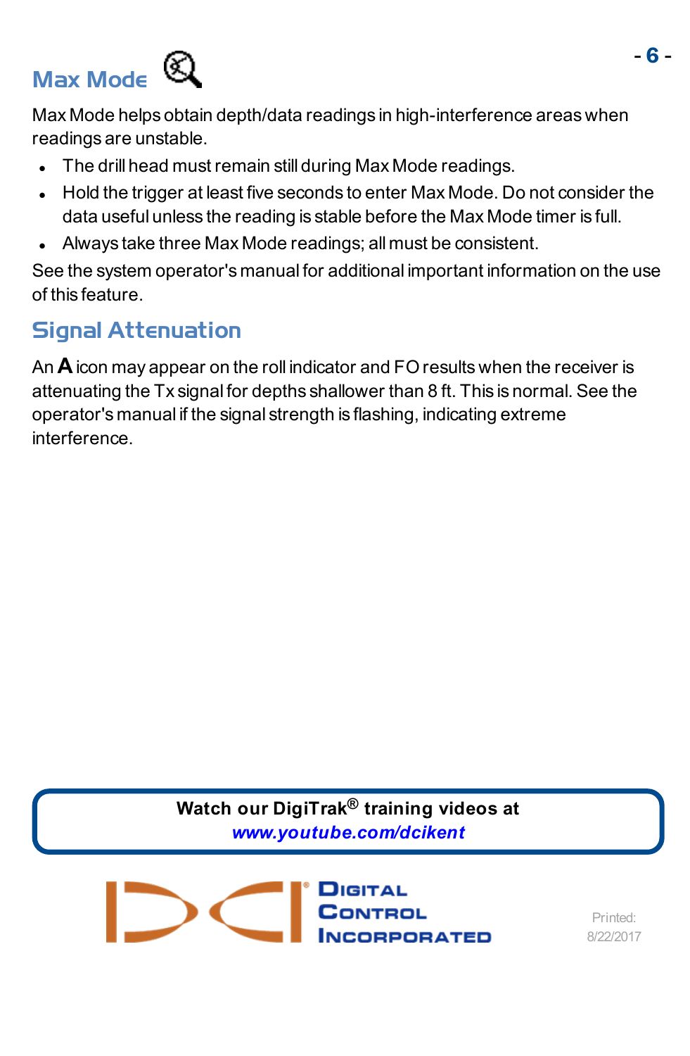## Max Mode

Max Mode helps obtain depth/data readings in high-interference areas when readings are unstable.

- The drill head must remain still during Max Mode readings.
- Hold the trigger at least five seconds to enter Max Mode. Do not consider the data useful unless the reading is stable before the Max Mode timer is full.
- Always take three Max Mode readings; all must be consistent.

See the system operator's manual for additional important information on the use of this feature.

## Signal Attenuation

An **A** icon may appear on the roll indicator and FO results when the receiver is attenuating the Tx signal for depths shallower than 8 ft. This is normal. See the operator's manual if the signal strength is flashing, indicating extreme interference.

**Watch our DigiTrak® training videos at**
***www.youtube.com/dcikent***

DIGITAL CONTROL INCORPORATED

Printed: 8/22/2017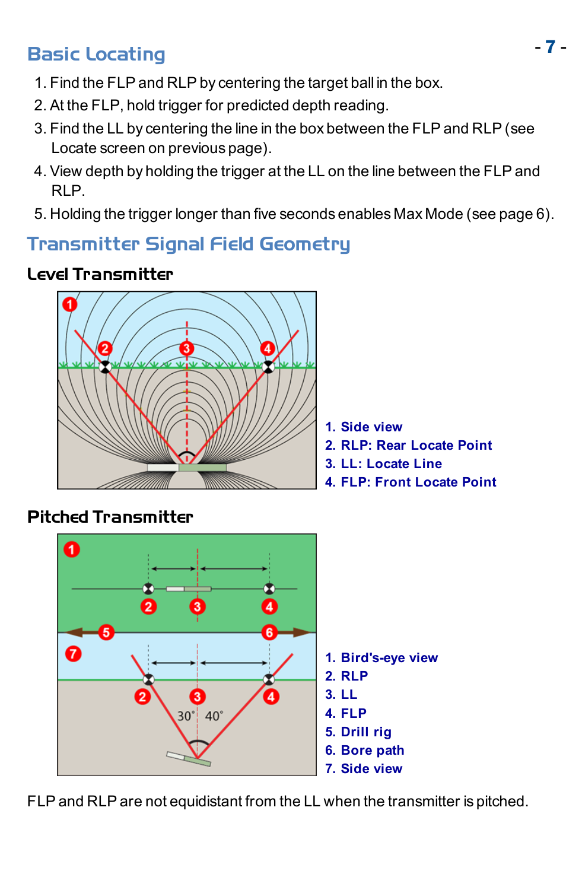## Basic Locating

1. Find the FLP and RLP by centering the target ball in the box.
2. At the FLP, hold trigger for predicted depth reading.
3. Find the LL by centering the line in the box between the FLP and RLP (see Locate screen on previous page).
4. View depth by holding the trigger at the LL on the line between the FLP and RLP.
5. Holding the trigger longer than five seconds enables Max Mode (see page 6).

## Transmitter Signal Field Geometry

### Level Transmitter

**1. Side view**
**2. RLP: Rear Locate Point**
**3. LL: Locate Line**
**4. FLP: Front Locate Point**

### Pitched Transmitter

**1. Bird's-eye view**
**2. RLP**
**3. LL**
**4. FLP**
**5. Drill rig**
**6. Bore path**
**7. Side view**

FLP and RLP are not equidistant from the LL when the transmitter is pitched.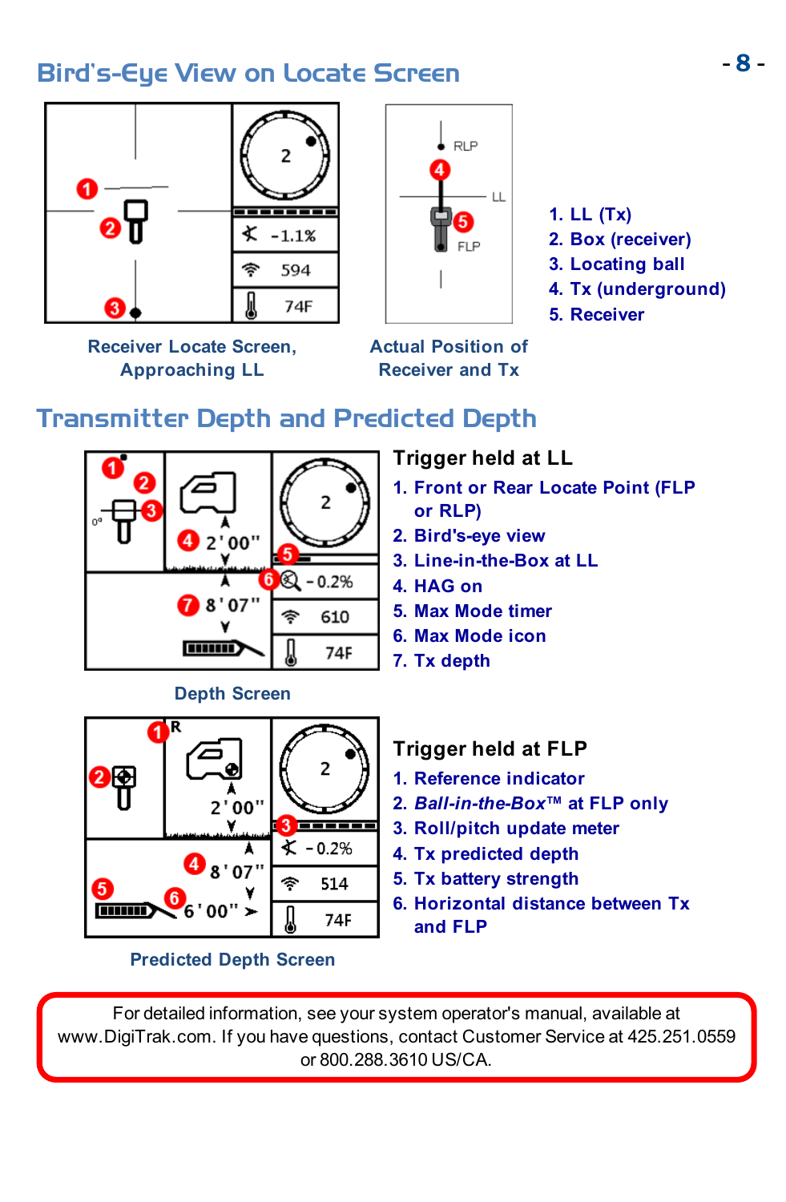## Bird's-Eye View on Locate Screen

Receiver Locate Screen, Approaching LL

Actual Position of Receiver and Tx

1. LL (Tx)
2. Box (receiver)
3. Locating ball
4. Tx (underground)
5. Receiver

## Transmitter Depth and Predicted Depth

Depth Screen

**Trigger held at LL**

1. Front or Rear Locate Point (FLP or RLP)
2. Bird's-eye view
3. Line-in-the-Box at LL
4. HAG on
5. Max Mode timer
6. Max Mode icon
7. Tx depth

Predicted Depth Screen

**Trigger held at FLP**

1. Reference indicator
2. *Ball-in-the-Box*™ at FLP only
3. Roll/pitch update meter
4. Tx predicted depth
5. Tx battery strength
6. Horizontal distance between Tx and FLP

For detailed information, see your system operator's manual, available at www.DigiTrak.com. If you have questions, contact Customer Service at 425.251.0559 or 800.288.3610 US/CA.